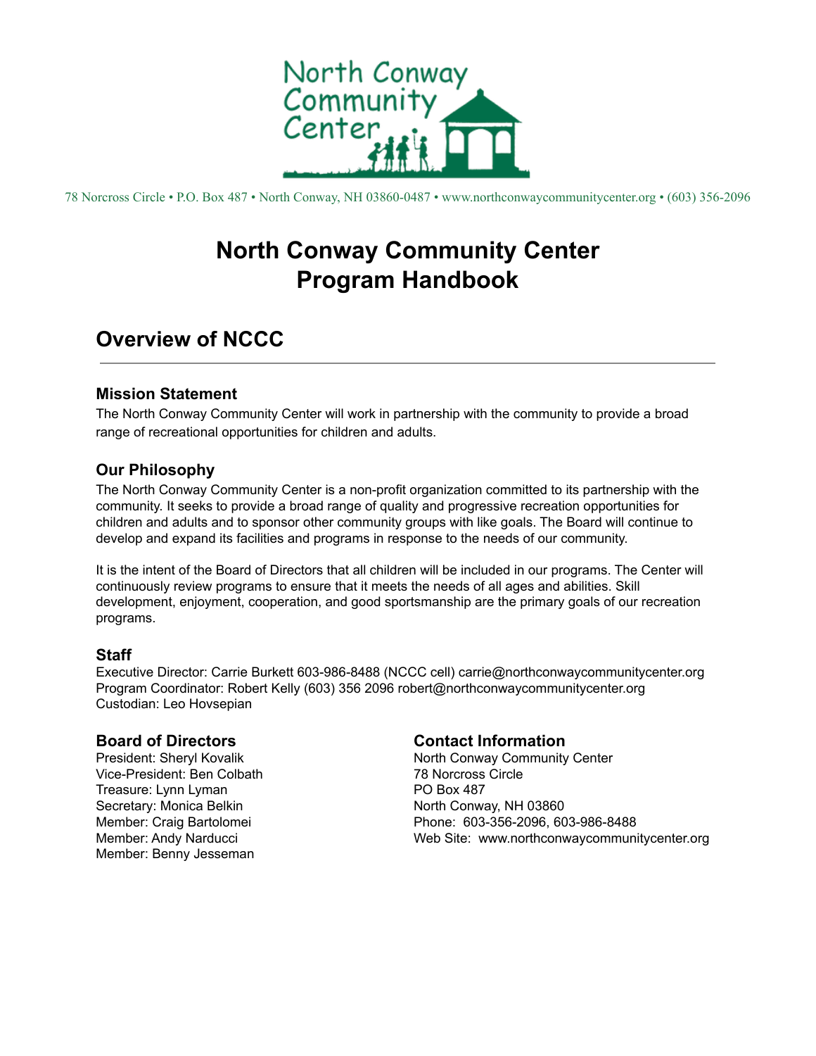78 Norcross Circle • P.O. Box 487 • North Conway, NH 03860-0487 • www.northconwaycommunitycenter.org • (603) 356-2096

# North Conway Community Center Program Handbook

## Overview of NCCC

### Mission Statement

The North Conway Community Center will work in partnership with the community to provide a broad range of recreational opportunities for children and adults.

### Our Philosophy

The North Conway Community Center is a non-profit organization committed to its partnership with the community. It seeks to provide a broad range of quality and progressive recreation opportunities for children and adults and to sponsor other community groups with like goals. The Board will continue to develop and expand its facilities and programs in response to the needs of our community.

It is the intent of the Board of Directors that all children will be included in our programs. The Center will continuously review programs to ensure that it meets the needs of all ages and abilities. Skill development, enjoyment, cooperation, and good sportsmanship are the primary goals of our recreation programs.

### Staff

Executive Director: Carrie Burkett 603-986-8488 (NCCC cell) carrie@northconwaycommunitycenter.org
Program Coordinator: Robert Kelly (603) 356 2096 robert@northconwaycommunitycenter.org
Custodian: Leo Hovsepian

### Board of Directors

President: Sheryl Kovalik
Vice-President: Ben Colbath
Treasure: Lynn Lyman
Secretary: Monica Belkin
Member: Craig Bartolomei
Member: Andy Narducci
Member: Benny Jesseman

### Contact Information

North Conway Community Center
78 Norcross Circle
PO Box 487
North Conway, NH 03860
Phone: 603-356-2096, 603-986-8488
Web Site: www.northconwaycommunitycenter.org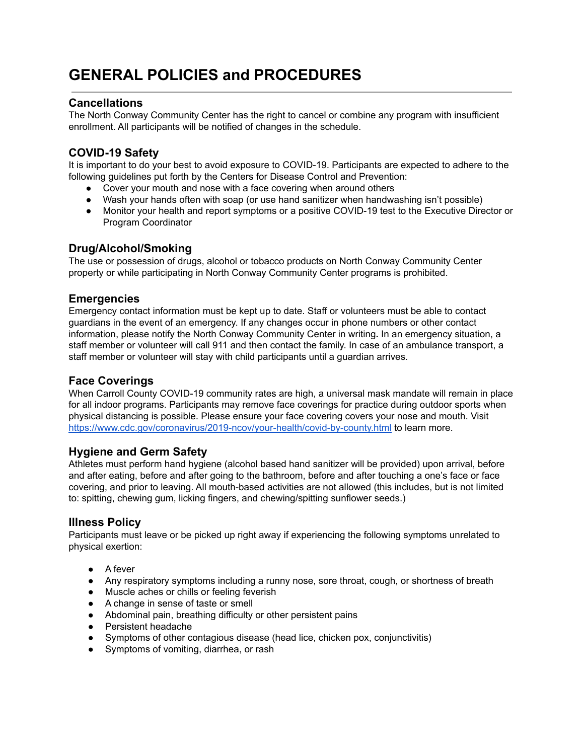# GENERAL POLICIES and PROCEDURES

## Cancellations

The North Conway Community Center has the right to cancel or combine any program with insufficient enrollment. All participants will be notified of changes in the schedule.

## COVID-19 Safety

It is important to do your best to avoid exposure to COVID-19. Participants are expected to adhere to the following guidelines put forth by the Centers for Disease Control and Prevention:

- Cover your mouth and nose with a face covering when around others
- Wash your hands often with soap (or use hand sanitizer when handwashing isn't possible)
- Monitor your health and report symptoms or a positive COVID-19 test to the Executive Director or Program Coordinator

## Drug/Alcohol/Smoking

The use or possession of drugs, alcohol or tobacco products on North Conway Community Center property or while participating in North Conway Community Center programs is prohibited.

## Emergencies

Emergency contact information must be kept up to date. Staff or volunteers must be able to contact guardians in the event of an emergency. If any changes occur in phone numbers or other contact information, please notify the North Conway Community Center in writing**.** In an emergency situation, a staff member or volunteer will call 911 and then contact the family. In case of an ambulance transport, a staff member or volunteer will stay with child participants until a guardian arrives.

## Face Coverings

When Carroll County COVID-19 community rates are high, a universal mask mandate will remain in place for all indoor programs. Participants may remove face coverings for practice during outdoor sports when physical distancing is possible. Please ensure your face covering covers your nose and mouth. Visit [https://www.cdc.gov/coronavirus/2019-ncov/your-health/covid-by-county.html](https://www.cdc.gov/coronavirus/2019-ncov/your-health/covid-by-county.html) to learn more.

## Hygiene and Germ Safety

Athletes must perform hand hygiene (alcohol based hand sanitizer will be provided) upon arrival, before and after eating, before and after going to the bathroom, before and after touching a one's face or face covering, and prior to leaving. All mouth-based activities are not allowed (this includes, but is not limited to: spitting, chewing gum, licking fingers, and chewing/spitting sunflower seeds.)

## Illness Policy

Participants must leave or be picked up right away if experiencing the following symptoms unrelated to physical exertion:

- A fever
- Any respiratory symptoms including a runny nose, sore throat, cough, or shortness of breath
- Muscle aches or chills or feeling feverish
- A change in sense of taste or smell
- Abdominal pain, breathing difficulty or other persistent pains
- Persistent headache
- Symptoms of other contagious disease (head lice, chicken pox, conjunctivitis)
- Symptoms of vomiting, diarrhea, or rash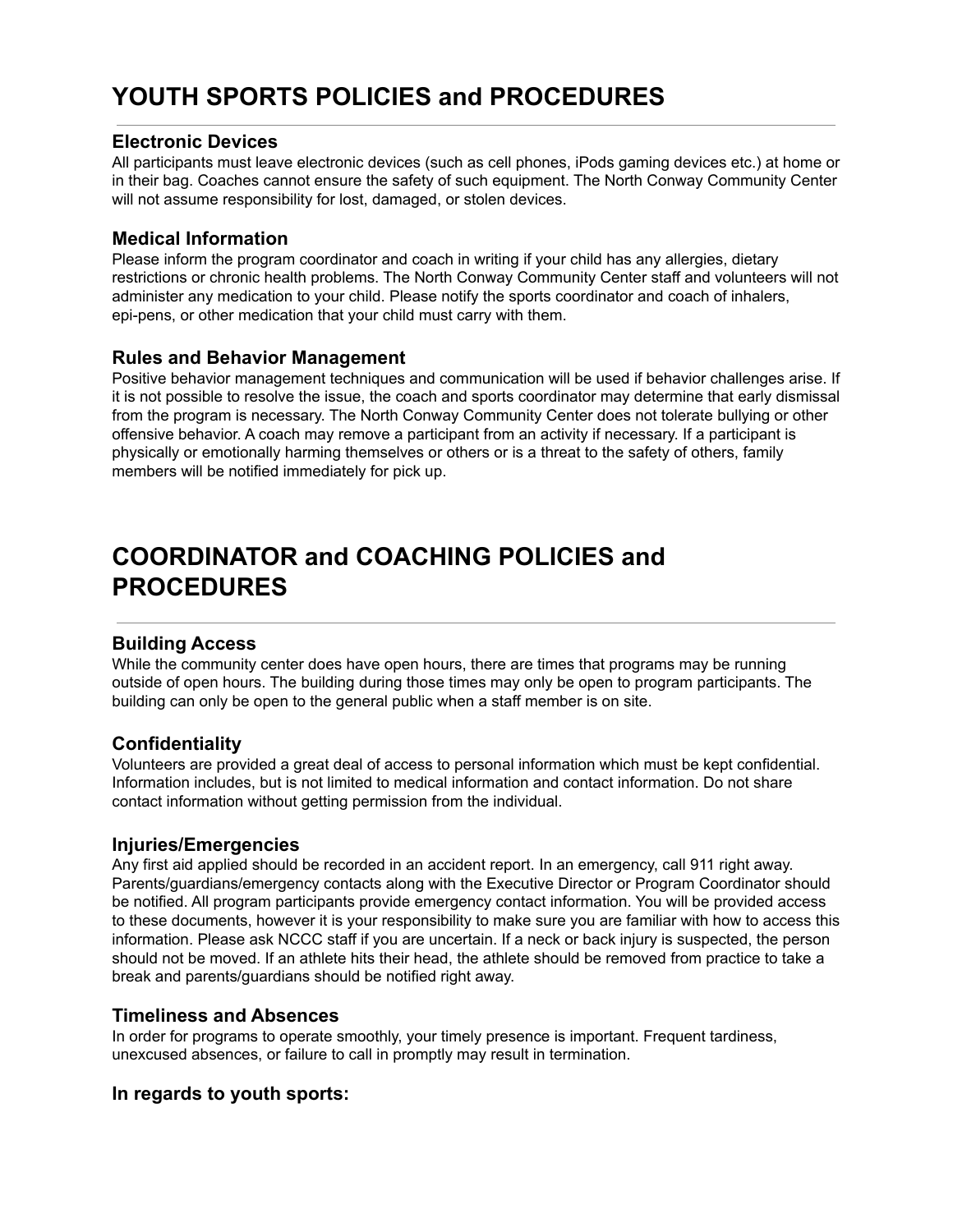# YOUTH SPORTS POLICIES and PROCEDURES

### Electronic Devices

All participants must leave electronic devices (such as cell phones, iPods gaming devices etc.) at home or in their bag. Coaches cannot ensure the safety of such equipment. The North Conway Community Center will not assume responsibility for lost, damaged, or stolen devices.

### Medical Information

Please inform the program coordinator and coach in writing if your child has any allergies, dietary restrictions or chronic health problems. The North Conway Community Center staff and volunteers will not administer any medication to your child. Please notify the sports coordinator and coach of inhalers, epi-pens, or other medication that your child must carry with them.

### Rules and Behavior Management

Positive behavior management techniques and communication will be used if behavior challenges arise. If it is not possible to resolve the issue, the coach and sports coordinator may determine that early dismissal from the program is necessary. The North Conway Community Center does not tolerate bullying or other offensive behavior. A coach may remove a participant from an activity if necessary. If a participant is physically or emotionally harming themselves or others or is a threat to the safety of others, family members will be notified immediately for pick up.

# COORDINATOR and COACHING POLICIES and PROCEDURES

### Building Access

While the community center does have open hours, there are times that programs may be running outside of open hours. The building during those times may only be open to program participants. The building can only be open to the general public when a staff member is on site.

### Confidentiality

Volunteers are provided a great deal of access to personal information which must be kept confidential. Information includes, but is not limited to medical information and contact information. Do not share contact information without getting permission from the individual.

### Injuries/Emergencies

Any first aid applied should be recorded in an accident report. In an emergency, call 911 right away. Parents/guardians/emergency contacts along with the Executive Director or Program Coordinator should be notified. All program participants provide emergency contact information. You will be provided access to these documents, however it is your responsibility to make sure you are familiar with how to access this information. Please ask NCCC staff if you are uncertain. If a neck or back injury is suspected, the person should not be moved. If an athlete hits their head, the athlete should be removed from practice to take a break and parents/guardians should be notified right away.

### Timeliness and Absences

In order for programs to operate smoothly, your timely presence is important. Frequent tardiness, unexcused absences, or failure to call in promptly may result in termination.

### In regards to youth sports: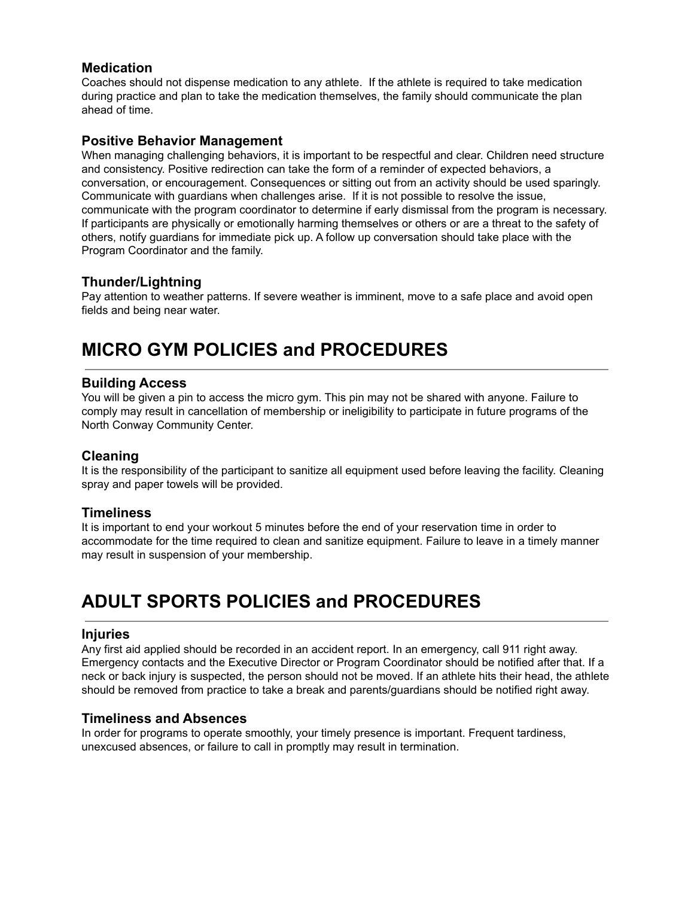### Medication

Coaches should not dispense medication to any athlete. If the athlete is required to take medication during practice and plan to take the medication themselves, the family should communicate the plan ahead of time.

### Positive Behavior Management

When managing challenging behaviors, it is important to be respectful and clear. Children need structure and consistency. Positive redirection can take the form of a reminder of expected behaviors, a conversation, or encouragement. Consequences or sitting out from an activity should be used sparingly. Communicate with guardians when challenges arise. If it is not possible to resolve the issue, communicate with the program coordinator to determine if early dismissal from the program is necessary. If participants are physically or emotionally harming themselves or others or are a threat to the safety of others, notify guardians for immediate pick up. A follow up conversation should take place with the Program Coordinator and the family.

### Thunder/Lightning

Pay attention to weather patterns. If severe weather is imminent, move to a safe place and avoid open fields and being near water.

## MICRO GYM POLICIES and PROCEDURES

### Building Access

You will be given a pin to access the micro gym. This pin may not be shared with anyone. Failure to comply may result in cancellation of membership or ineligibility to participate in future programs of the North Conway Community Center.

### Cleaning

It is the responsibility of the participant to sanitize all equipment used before leaving the facility. Cleaning spray and paper towels will be provided.

### Timeliness

It is important to end your workout 5 minutes before the end of your reservation time in order to accommodate for the time required to clean and sanitize equipment. Failure to leave in a timely manner may result in suspension of your membership.

## ADULT SPORTS POLICIES and PROCEDURES

### Injuries

Any first aid applied should be recorded in an accident report. In an emergency, call 911 right away. Emergency contacts and the Executive Director or Program Coordinator should be notified after that. If a neck or back injury is suspected, the person should not be moved. If an athlete hits their head, the athlete should be removed from practice to take a break and parents/guardians should be notified right away.

### Timeliness and Absences

In order for programs to operate smoothly, your timely presence is important. Frequent tardiness, unexcused absences, or failure to call in promptly may result in termination.